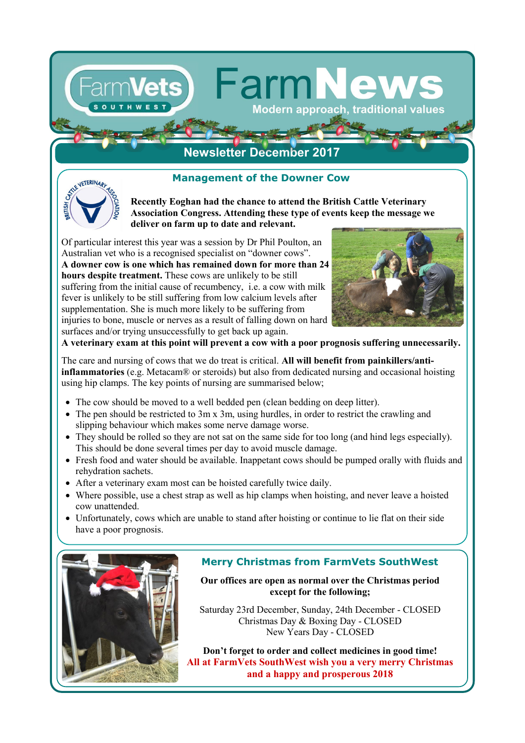# FarmNews

Modern approach, traditional values

## Newsletter December 2017

### Management of the Downer Cow

**Recently Eoghan had the chance to attend the British Cattle Veterinary Association Congress. Attending these type of events keep the message we deliver on farm up to date and relevant.**

Of particular interest this year was a session by Dr Phil Poulton, an Australian vet who is a recognised specialist on "downer cows". **A downer cow is one which has remained down for more than 24 hours despite treatment.** These cows are unlikely to be still suffering from the initial cause of recumbency, i.e. a cow with milk fever is unlikely to be still suffering from low calcium levels after supplementation. She is much more likely to be suffering from injuries to bone, muscle or nerves as a result of falling down on hard surfaces and/or trying unsuccessfully to get back up again. **A veterinary exam at this point will prevent a cow with a poor prognosis suffering unnecessarily.**

The care and nursing of cows that we do treat is critical. **All will benefit from painkillers/anti-inflammatories** (e.g. Metacam® or steroids) but also from dedicated nursing and occasional hoisting using hip clamps. The key points of nursing are summarised below;

- The cow should be moved to a well bedded pen (clean bedding on deep litter).
- The pen should be restricted to 3m x 3m, using hurdles, in order to restrict the crawling and slipping behaviour which makes some nerve damage worse.
- They should be rolled so they are not sat on the same side for too long (and hind legs especially). This should be done several times per day to avoid muscle damage.
- Fresh food and water should be available. Inappetant cows should be pumped orally with fluids and rehydration sachets.
- After a veterinary exam most can be hoisted carefully twice daily.
- Where possible, use a chest strap as well as hip clamps when hoisting, and never leave a hoisted cow unattended.
- Unfortunately, cows which are unable to stand after hoisting or continue to lie flat on their side have a poor prognosis.

### Merry Christmas from FarmVets SouthWest

**Our offices are open as normal over the Christmas period except for the following;**

Saturday 23rd December, Sunday, 24th December - CLOSED
Christmas Day & Boxing Day - CLOSED
New Years Day - CLOSED

**Don't forget to order and collect medicines in good time!**

**All at FarmVets SouthWest wish you a very merry Christmas and a happy and prosperous 2018**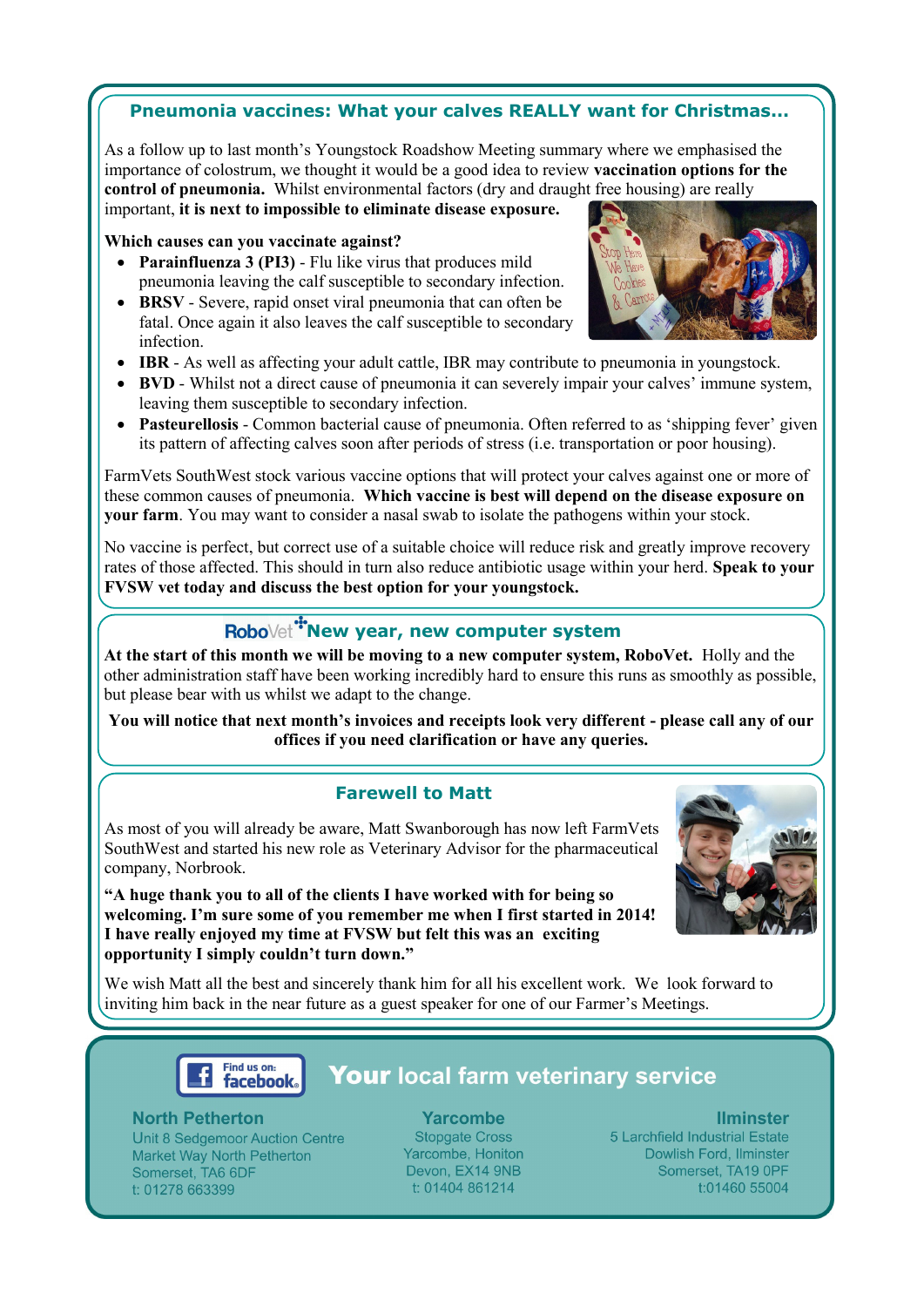## Pneumonia vaccines: What your calves REALLY want for Christmas…

As a follow up to last month's Youngstock Roadshow Meeting summary where we emphasised the importance of colostrum, we thought it would be a good idea to review **vaccination options for the control of pneumonia.** Whilst environmental factors (dry and draught free housing) are really important, **it is next to impossible to eliminate disease exposure.**

**Which causes can you vaccinate against?**

- **Parainfluenza 3 (PI3)** - Flu like virus that produces mild pneumonia leaving the calf susceptible to secondary infection.
- **BRSV** - Severe, rapid onset viral pneumonia that can often be fatal. Once again it also leaves the calf susceptible to secondary infection.
- **IBR** - As well as affecting your adult cattle, IBR may contribute to pneumonia in youngstock.
- **BVD** - Whilst not a direct cause of pneumonia it can severely impair your calves' immune system, leaving them susceptible to secondary infection.
- **Pasteurellosis** - Common bacterial cause of pneumonia. Often referred to as 'shipping fever' given its pattern of affecting calves soon after periods of stress (i.e. transportation or poor housing).

FarmVets SouthWest stock various vaccine options that will protect your calves against one or more of these common causes of pneumonia. **Which vaccine is best will depend on the disease exposure on your farm**. You may want to consider a nasal swab to isolate the pathogens within your stock.

No vaccine is perfect, but correct use of a suitable choice will reduce risk and greatly improve recovery rates of those affected. This should in turn also reduce antibiotic usage within your herd. **Speak to your FVSW vet today and discuss the best option for your youngstock.**

## RoboVet New year, new computer system

**At the start of this month we will be moving to a new computer system, RoboVet.** Holly and the other administration staff have been working incredibly hard to ensure this runs as smoothly as possible, but please bear with us whilst we adapt to the change.

**You will notice that next month's invoices and receipts look very different - please call any of our offices if you need clarification or have any queries.**

## Farewell to Matt

As most of you will already be aware, Matt Swanborough has now left FarmVets SouthWest and started his new role as Veterinary Advisor for the pharmaceutical company, Norbrook.

**"A huge thank you to all of the clients I have worked with for being so welcoming. I'm sure some of you remember me when I first started in 2014! I have really enjoyed my time at FVSW but felt this was an exciting opportunity I simply couldn't turn down."**

We wish Matt all the best and sincerely thank him for all his excellent work. We look forward to inviting him back in the near future as a guest speaker for one of our Farmer's Meetings.

Find us on: facebook

**Your local farm veterinary service**

**North Petherton**
Unit 8 Sedgemoor Auction Centre
Market Way North Petherton
Somerset, TA6 6DF
t: 01278 663399

**Yarcombe**
Stopgate Cross
Yarcombe, Honiton
Devon, EX14 9NB
t: 01404 861214

**Ilminster**
5 Larchfield Industrial Estate
Dowlish Ford, Ilminster
Somerset, TA19 0PF
t:01460 55004